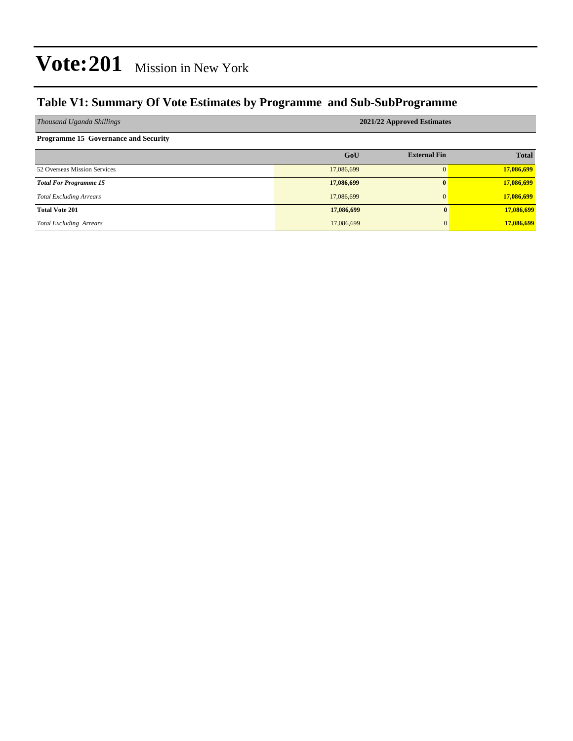# Vote:201 Mission in New York

## Table V1: Summary Of Vote Estimates by Programme and Sub-SubProgramme

| *Thousand Uganda Shillings* | 2021/22 Approved Estimates | | |
|---|---|---|---|
| **Programme 15 Governance and Security** | | | |
| | **GoU** | **External Fin** | **Total** |
| 52 Overseas Mission Services | 17,086,699 | 0 | **17,086,699** |
| ***Total For Programme 15*** | **17,086,699** | **0** | **17,086,699** |
| *Total Excluding Arrears* | 17,086,699 | 0 | **17,086,699** |
| **Total Vote 201** | **17,086,699** | **0** | **17,086,699** |
| *Total Excluding Arrears* | 17,086,699 | 0 | **17,086,699** |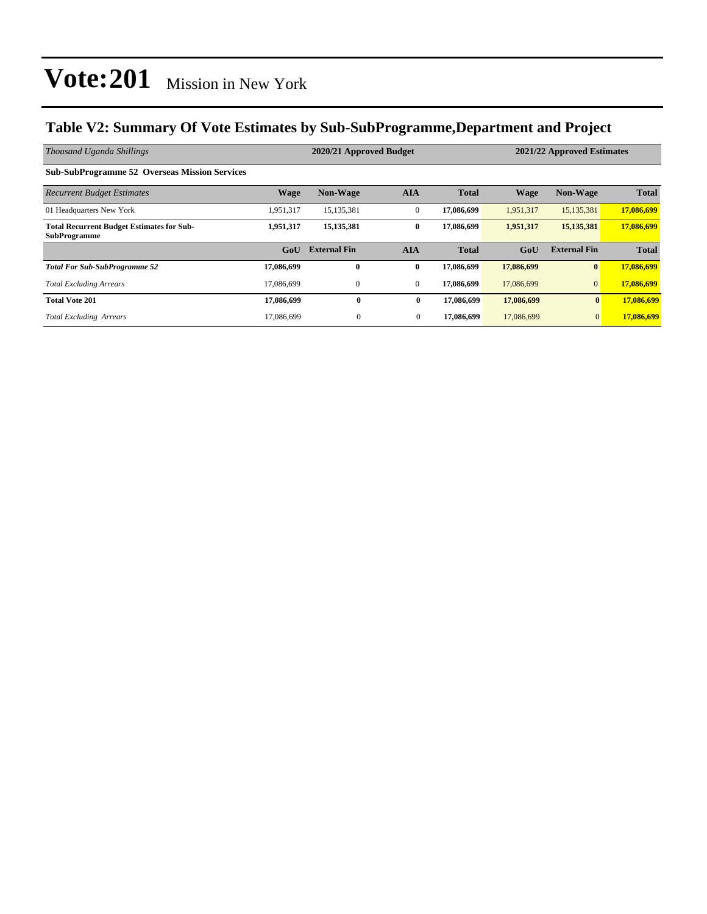# Vote:201 Mission in New York

## Table V2: Summary Of Vote Estimates by Sub-SubProgramme,Department and Project

| *Thousand Uganda Shillings* | 2020/21 Approved Budget | | | | 2021/22 Approved Estimates | | |
|---|---|---|---|---|---|---|---|
| **Sub-SubProgramme 52 Overseas Mission Services** | | | | | | | |
| *Recurrent Budget Estimates* | **Wage** | **Non-Wage** | **AIA** | **Total** | **Wage** | **Non-Wage** | **Total** |
| 01 Headquarters New York | 1,951,317 | 15,135,381 | 0 | **17,086,699** | 1,951,317 | 15,135,381 | **17,086,699** |
| **Total Recurrent Budget Estimates for Sub-SubProgramme** | **1,951,317** | **15,135,381** | **0** | **17,086,699** | **1,951,317** | **15,135,381** | **17,086,699** |
| | **GoU** | **External Fin** | **AIA** | **Total** | **GoU** | **External Fin** | **Total** |
| ***Total For Sub-SubProgramme 52*** | **17,086,699** | **0** | **0** | **17,086,699** | **17,086,699** | **0** | **17,086,699** |
| *Total Excluding Arrears* | 17,086,699 | 0 | 0 | **17,086,699** | 17,086,699 | 0 | **17,086,699** |
| **Total Vote 201** | **17,086,699** | **0** | **0** | **17,086,699** | **17,086,699** | **0** | **17,086,699** |
| *Total Excluding Arrears* | 17,086,699 | 0 | 0 | **17,086,699** | 17,086,699 | 0 | **17,086,699** |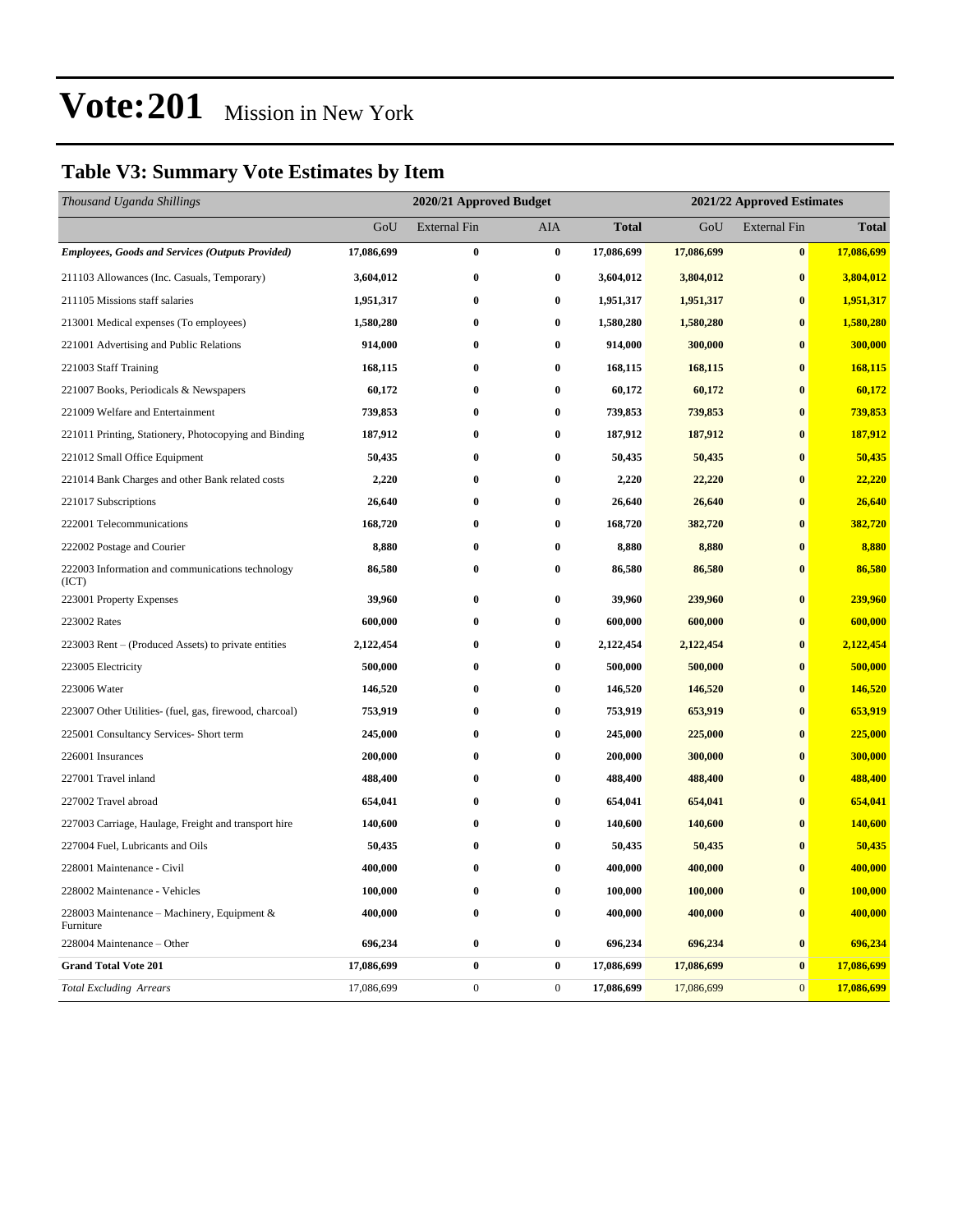# Vote:201 Mission in New York

## Table V3: Summary Vote Estimates by Item

| *Thousand Uganda Shillings* | 2020/21 Approved Budget | | | | 2021/22 Approved Estimates | | |
|---|---|---|---|---|---|---|---|
| | GoU | External Fin | AIA | **Total** | GoU | External Fin | **Total** |
| ***Employees, Goods and Services (Outputs Provided)*** | **17,086,699** | **0** | **0** | **17,086,699** | **17,086,699** | **0** | **17,086,699** |
| 211103 Allowances (Inc. Casuals, Temporary) | **3,604,012** | **0** | **0** | **3,604,012** | **3,804,012** | **0** | **3,804,012** |
| 211105 Missions staff salaries | **1,951,317** | **0** | **0** | **1,951,317** | **1,951,317** | **0** | **1,951,317** |
| 213001 Medical expenses (To employees) | **1,580,280** | **0** | **0** | **1,580,280** | **1,580,280** | **0** | **1,580,280** |
| 221001 Advertising and Public Relations | **914,000** | **0** | **0** | **914,000** | **300,000** | **0** | **300,000** |
| 221003 Staff Training | **168,115** | **0** | **0** | **168,115** | **168,115** | **0** | **168,115** |
| 221007 Books, Periodicals & Newspapers | **60,172** | **0** | **0** | **60,172** | **60,172** | **0** | **60,172** |
| 221009 Welfare and Entertainment | **739,853** | **0** | **0** | **739,853** | **739,853** | **0** | **739,853** |
| 221011 Printing, Stationery, Photocopying and Binding | **187,912** | **0** | **0** | **187,912** | **187,912** | **0** | **187,912** |
| 221012 Small Office Equipment | **50,435** | **0** | **0** | **50,435** | **50,435** | **0** | **50,435** |
| 221014 Bank Charges and other Bank related costs | **2,220** | **0** | **0** | **2,220** | **22,220** | **0** | **22,220** |
| 221017 Subscriptions | **26,640** | **0** | **0** | **26,640** | **26,640** | **0** | **26,640** |
| 222001 Telecommunications | **168,720** | **0** | **0** | **168,720** | **382,720** | **0** | **382,720** |
| 222002 Postage and Courier | **8,880** | **0** | **0** | **8,880** | **8,880** | **0** | **8,880** |
| 222003 Information and communications technology (ICT) | **86,580** | **0** | **0** | **86,580** | **86,580** | **0** | **86,580** |
| 223001 Property Expenses | **39,960** | **0** | **0** | **39,960** | **239,960** | **0** | **239,960** |
| 223002 Rates | **600,000** | **0** | **0** | **600,000** | **600,000** | **0** | **600,000** |
| 223003 Rent – (Produced Assets) to private entities | **2,122,454** | **0** | **0** | **2,122,454** | **2,122,454** | **0** | **2,122,454** |
| 223005 Electricity | **500,000** | **0** | **0** | **500,000** | **500,000** | **0** | **500,000** |
| 223006 Water | **146,520** | **0** | **0** | **146,520** | **146,520** | **0** | **146,520** |
| 223007 Other Utilities- (fuel, gas, firewood, charcoal) | **753,919** | **0** | **0** | **753,919** | **653,919** | **0** | **653,919** |
| 225001 Consultancy Services- Short term | **245,000** | **0** | **0** | **245,000** | **225,000** | **0** | **225,000** |
| 226001 Insurances | **200,000** | **0** | **0** | **200,000** | **300,000** | **0** | **300,000** |
| 227001 Travel inland | **488,400** | **0** | **0** | **488,400** | **488,400** | **0** | **488,400** |
| 227002 Travel abroad | **654,041** | **0** | **0** | **654,041** | **654,041** | **0** | **654,041** |
| 227003 Carriage, Haulage, Freight and transport hire | **140,600** | **0** | **0** | **140,600** | **140,600** | **0** | **140,600** |
| 227004 Fuel, Lubricants and Oils | **50,435** | **0** | **0** | **50,435** | **50,435** | **0** | **50,435** |
| 228001 Maintenance - Civil | **400,000** | **0** | **0** | **400,000** | **400,000** | **0** | **400,000** |
| 228002 Maintenance - Vehicles | **100,000** | **0** | **0** | **100,000** | **100,000** | **0** | **100,000** |
| 228003 Maintenance – Machinery, Equipment & Furniture | **400,000** | **0** | **0** | **400,000** | **400,000** | **0** | **400,000** |
| 228004 Maintenance – Other | **696,234** | **0** | **0** | **696,234** | **696,234** | **0** | **696,234** |
| **Grand Total Vote 201** | **17,086,699** | **0** | **0** | **17,086,699** | **17,086,699** | **0** | **17,086,699** |
| *Total Excluding Arrears* | 17,086,699 | 0 | 0 | **17,086,699** | 17,086,699 | 0 | **17,086,699** |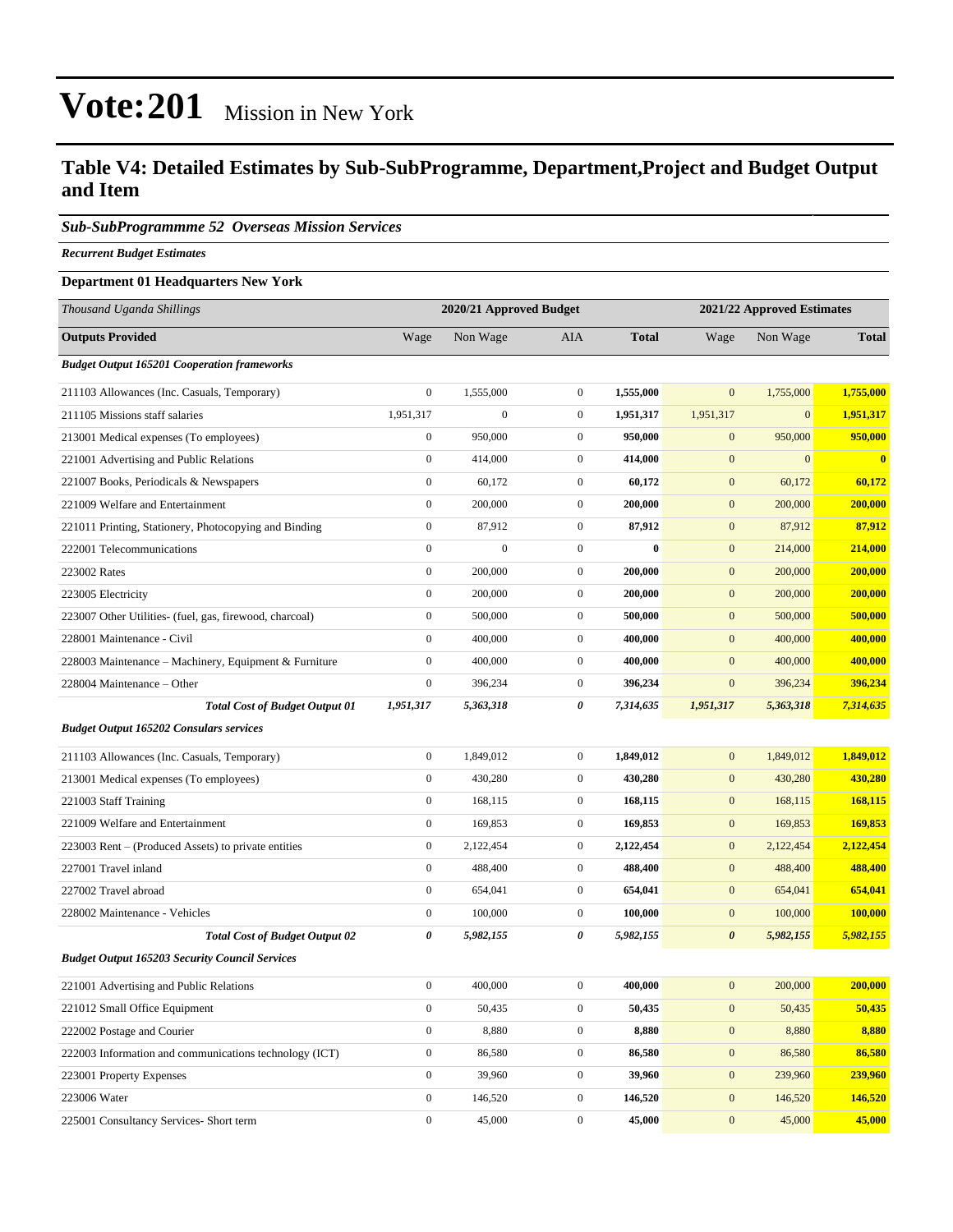# Vote:201 Mission in New York

## Table V4: Detailed Estimates by Sub-SubProgramme, Department,Project and Budget Output and Item

***Sub-SubProgrammme 52 Overseas Mission Services***

***Recurrent Budget Estimates***

**Department 01 Headquarters New York**

| *Thousand Uganda Shillings* | 2020/21 Approved Budget | | | | 2021/22 Approved Estimates | | |
|---|---|---|---|---|---|---|---|
| **Outputs Provided** | Wage | Non Wage | AIA | **Total** | Wage | Non Wage | **Total** |
| ***Budget Output 165201 Cooperation frameworks*** | | | | | | | |
| 211103 Allowances (Inc. Casuals, Temporary) | 0 | 1,555,000 | 0 | **1,555,000** | 0 | 1,755,000 | **1,755,000** |
| 211105 Missions staff salaries | 1,951,317 | 0 | 0 | **1,951,317** | 1,951,317 | 0 | **1,951,317** |
| 213001 Medical expenses (To employees) | 0 | 950,000 | 0 | **950,000** | 0 | 950,000 | **950,000** |
| 221001 Advertising and Public Relations | 0 | 414,000 | 0 | **414,000** | 0 | 0 | **0** |
| 221007 Books, Periodicals & Newspapers | 0 | 60,172 | 0 | **60,172** | 0 | 60,172 | **60,172** |
| 221009 Welfare and Entertainment | 0 | 200,000 | 0 | **200,000** | 0 | 200,000 | **200,000** |
| 221011 Printing, Stationery, Photocopying and Binding | 0 | 87,912 | 0 | **87,912** | 0 | 87,912 | **87,912** |
| 222001 Telecommunications | 0 | 0 | 0 | **0** | 0 | 214,000 | **214,000** |
| 223002 Rates | 0 | 200,000 | 0 | **200,000** | 0 | 200,000 | **200,000** |
| 223005 Electricity | 0 | 200,000 | 0 | **200,000** | 0 | 200,000 | **200,000** |
| 223007 Other Utilities- (fuel, gas, firewood, charcoal) | 0 | 500,000 | 0 | **500,000** | 0 | 500,000 | **500,000** |
| 228001 Maintenance - Civil | 0 | 400,000 | 0 | **400,000** | 0 | 400,000 | **400,000** |
| 228003 Maintenance – Machinery, Equipment & Furniture | 0 | 400,000 | 0 | **400,000** | 0 | 400,000 | **400,000** |
| 228004 Maintenance – Other | 0 | 396,234 | 0 | **396,234** | 0 | 396,234 | **396,234** |
| ***Total Cost of Budget Output 01*** | ***1,951,317*** | ***5,363,318*** | ***0*** | ***7,314,635*** | ***1,951,317*** | ***5,363,318*** | ***7,314,635*** |
| ***Budget Output 165202 Consulars services*** | | | | | | | |
| 211103 Allowances (Inc. Casuals, Temporary) | 0 | 1,849,012 | 0 | **1,849,012** | 0 | 1,849,012 | **1,849,012** |
| 213001 Medical expenses (To employees) | 0 | 430,280 | 0 | **430,280** | 0 | 430,280 | **430,280** |
| 221003 Staff Training | 0 | 168,115 | 0 | **168,115** | 0 | 168,115 | **168,115** |
| 221009 Welfare and Entertainment | 0 | 169,853 | 0 | **169,853** | 0 | 169,853 | **169,853** |
| 223003 Rent – (Produced Assets) to private entities | 0 | 2,122,454 | 0 | **2,122,454** | 0 | 2,122,454 | **2,122,454** |
| 227001 Travel inland | 0 | 488,400 | 0 | **488,400** | 0 | 488,400 | **488,400** |
| 227002 Travel abroad | 0 | 654,041 | 0 | **654,041** | 0 | 654,041 | **654,041** |
| 228002 Maintenance - Vehicles | 0 | 100,000 | 0 | **100,000** | 0 | 100,000 | **100,000** |
| ***Total Cost of Budget Output 02*** | ***0*** | ***5,982,155*** | ***0*** | ***5,982,155*** | ***0*** | ***5,982,155*** | ***5,982,155*** |
| ***Budget Output 165203 Security Council Services*** | | | | | | | |
| 221001 Advertising and Public Relations | 0 | 400,000 | 0 | **400,000** | 0 | 200,000 | **200,000** |
| 221012 Small Office Equipment | 0 | 50,435 | 0 | **50,435** | 0 | 50,435 | **50,435** |
| 222002 Postage and Courier | 0 | 8,880 | 0 | **8,880** | 0 | 8,880 | **8,880** |
| 222003 Information and communications technology (ICT) | 0 | 86,580 | 0 | **86,580** | 0 | 86,580 | **86,580** |
| 223001 Property Expenses | 0 | 39,960 | 0 | **39,960** | 0 | 239,960 | **239,960** |
| 223006 Water | 0 | 146,520 | 0 | **146,520** | 0 | 146,520 | **146,520** |
| 225001 Consultancy Services- Short term | 0 | 45,000 | 0 | **45,000** | 0 | 45,000 | **45,000** |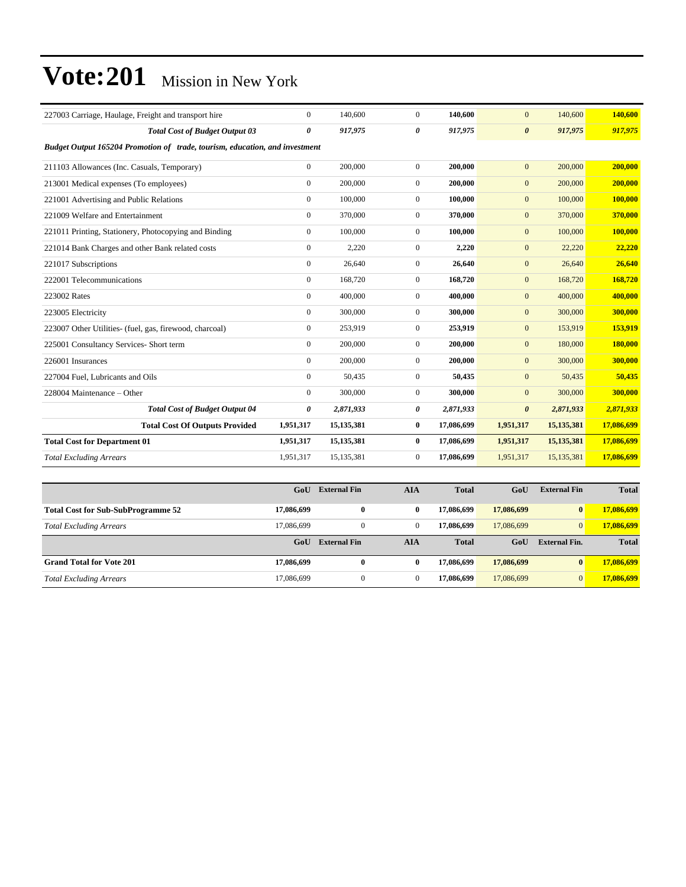# Vote:201 Mission in New York

| | | | | | | | |
|---|---|---|---|---|---|---|---|
| 227003 Carriage, Haulage, Freight and transport hire | 0 | 140,600 | 0 | **140,600** | 0 | 140,600 | **140,600** |
| ***Total Cost of Budget Output 03*** | ***0*** | ***917,975*** | ***0*** | ***917,975*** | ***0*** | ***917,975*** | ***917,975*** |
| ***Budget Output 165204 Promotion of trade, tourism, education, and investment*** | | | | | | | |
| 211103 Allowances (Inc. Casuals, Temporary) | 0 | 200,000 | 0 | **200,000** | 0 | 200,000 | **200,000** |
| 213001 Medical expenses (To employees) | 0 | 200,000 | 0 | **200,000** | 0 | 200,000 | **200,000** |
| 221001 Advertising and Public Relations | 0 | 100,000 | 0 | **100,000** | 0 | 100,000 | **100,000** |
| 221009 Welfare and Entertainment | 0 | 370,000 | 0 | **370,000** | 0 | 370,000 | **370,000** |
| 221011 Printing, Stationery, Photocopying and Binding | 0 | 100,000 | 0 | **100,000** | 0 | 100,000 | **100,000** |
| 221014 Bank Charges and other Bank related costs | 0 | 2,220 | 0 | **2,220** | 0 | 22,220 | **22,220** |
| 221017 Subscriptions | 0 | 26,640 | 0 | **26,640** | 0 | 26,640 | **26,640** |
| 222001 Telecommunications | 0 | 168,720 | 0 | **168,720** | 0 | 168,720 | **168,720** |
| 223002 Rates | 0 | 400,000 | 0 | **400,000** | 0 | 400,000 | **400,000** |
| 223005 Electricity | 0 | 300,000 | 0 | **300,000** | 0 | 300,000 | **300,000** |
| 223007 Other Utilities- (fuel, gas, firewood, charcoal) | 0 | 253,919 | 0 | **253,919** | 0 | 153,919 | **153,919** |
| 225001 Consultancy Services- Short term | 0 | 200,000 | 0 | **200,000** | 0 | 180,000 | **180,000** |
| 226001 Insurances | 0 | 200,000 | 0 | **200,000** | 0 | 300,000 | **300,000** |
| 227004 Fuel, Lubricants and Oils | 0 | 50,435 | 0 | **50,435** | 0 | 50,435 | **50,435** |
| 228004 Maintenance – Other | 0 | 300,000 | 0 | **300,000** | 0 | 300,000 | **300,000** |
| ***Total Cost of Budget Output 04*** | ***0*** | ***2,871,933*** | ***0*** | ***2,871,933*** | ***0*** | ***2,871,933*** | ***2,871,933*** |
| **Total Cost Of Outputs Provided** | **1,951,317** | **15,135,381** | **0** | **17,086,699** | **1,951,317** | **15,135,381** | **17,086,699** |
| **Total Cost for Department 01** | **1,951,317** | **15,135,381** | **0** | **17,086,699** | **1,951,317** | **15,135,381** | **17,086,699** |
| *Total Excluding Arrears* | 1,951,317 | 15,135,381 | 0 | **17,086,699** | 1,951,317 | 15,135,381 | **17,086,699** |

| | GoU | External Fin | AIA | Total | GoU | External Fin | Total |
|---|---|---|---|---|---|---|---|
| **Total Cost for Sub-SubProgramme 52** | **17,086,699** | **0** | **0** | **17,086,699** | **17,086,699** | **0** | **17,086,699** |
| *Total Excluding Arrears* | 17,086,699 | 0 | 0 | **17,086,699** | 17,086,699 | 0 | **17,086,699** |
| | **GoU** | **External Fin** | **AIA** | **Total** | **GoU** | **External Fin.** | **Total** |
| **Grand Total for Vote 201** | **17,086,699** | **0** | **0** | **17,086,699** | **17,086,699** | **0** | **17,086,699** |
| *Total Excluding Arrears* | 17,086,699 | 0 | 0 | **17,086,699** | 17,086,699 | 0 | **17,086,699** |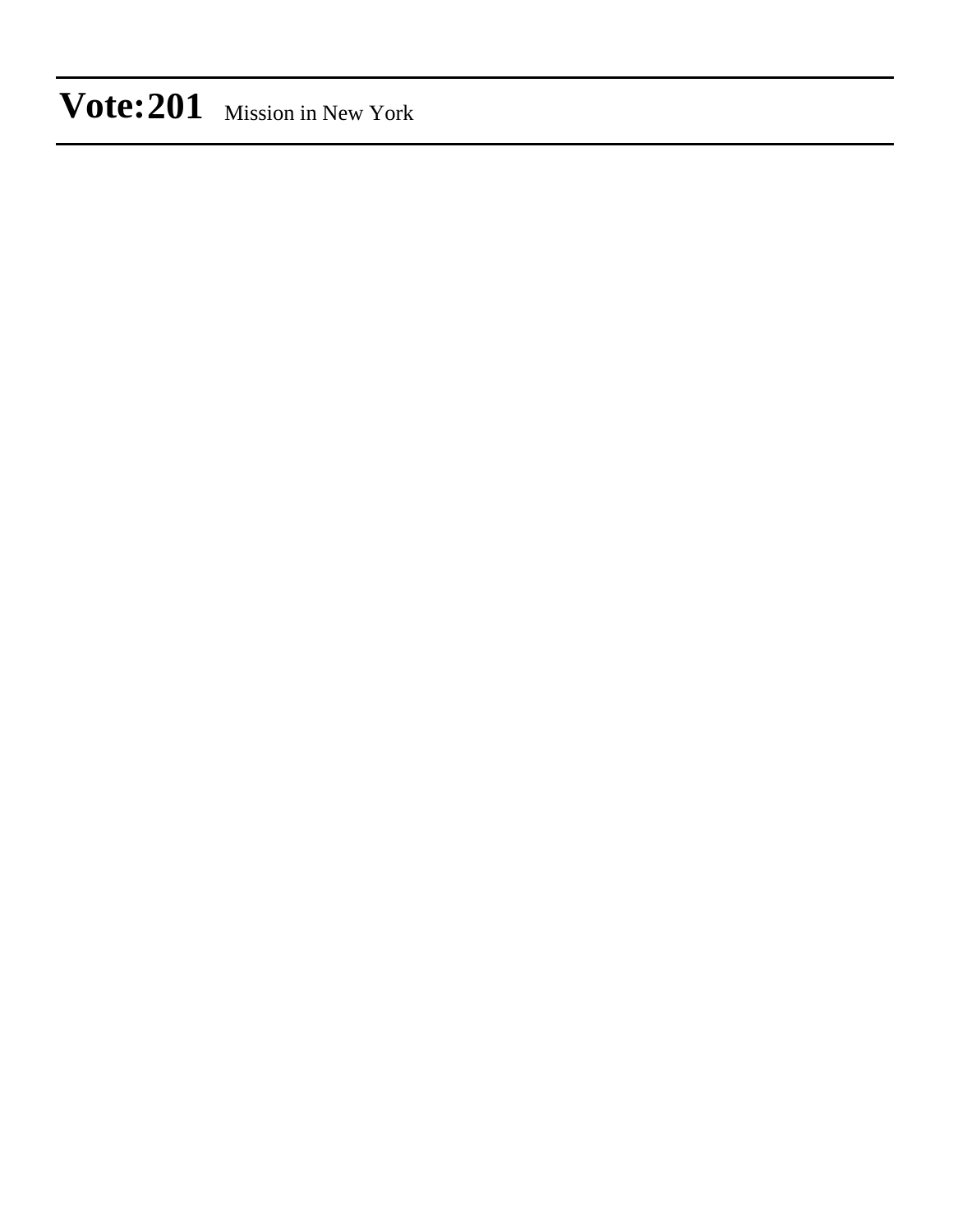# Vote:201 Mission in New York